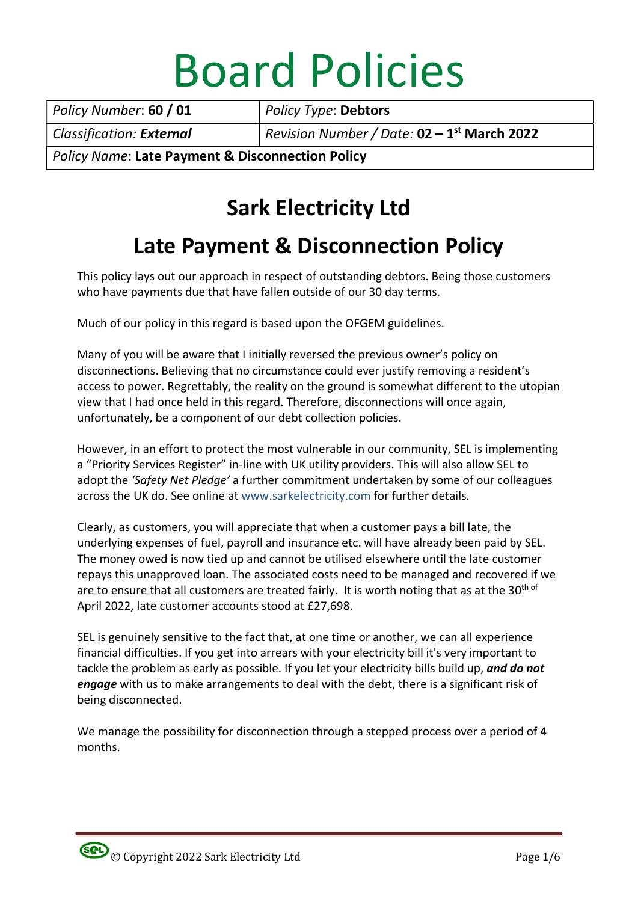# Board Policies

| Policy Number: **60 / 01** | Policy Type: **Debtors** |
| --- | --- |
| Classification: ***External*** | Revision Number / Date: **02 – 1st March 2022** |
| Policy Name: **Late Payment & Disconnection Policy** | |

## Sark Electricity Ltd

## Late Payment & Disconnection Policy

This policy lays out our approach in respect of outstanding debtors. Being those customers who have payments due that have fallen outside of our 30 day terms.

Much of our policy in this regard is based upon the OFGEM guidelines.

Many of you will be aware that I initially reversed the previous owner's policy on disconnections. Believing that no circumstance could ever justify removing a resident's access to power. Regrettably, the reality on the ground is somewhat different to the utopian view that I had once held in this regard. Therefore, disconnections will once again, unfortunately, be a component of our debt collection policies.

However, in an effort to protect the most vulnerable in our community, SEL is implementing a "Priority Services Register" in-line with UK utility providers. This will also allow SEL to adopt the *'Safety Net Pledge'* a further commitment undertaken by some of our colleagues across the UK do. See online at www.sarkelectricity.com for further details.

Clearly, as customers, you will appreciate that when a customer pays a bill late, the underlying expenses of fuel, payroll and insurance etc. will have already been paid by SEL. The money owed is now tied up and cannot be utilised elsewhere until the late customer repays this unapproved loan. The associated costs need to be managed and recovered if we are to ensure that all customers are treated fairly. It is worth noting that as at the 30th of April 2022, late customer accounts stood at £27,698.

SEL is genuinely sensitive to the fact that, at one time or another, we can all experience financial difficulties. If you get into arrears with your electricity bill it's very important to tackle the problem as early as possible. If you let your electricity bills build up, ***and do not engage*** with us to make arrangements to deal with the debt, there is a significant risk of being disconnected.

We manage the possibility for disconnection through a stepped process over a period of 4 months.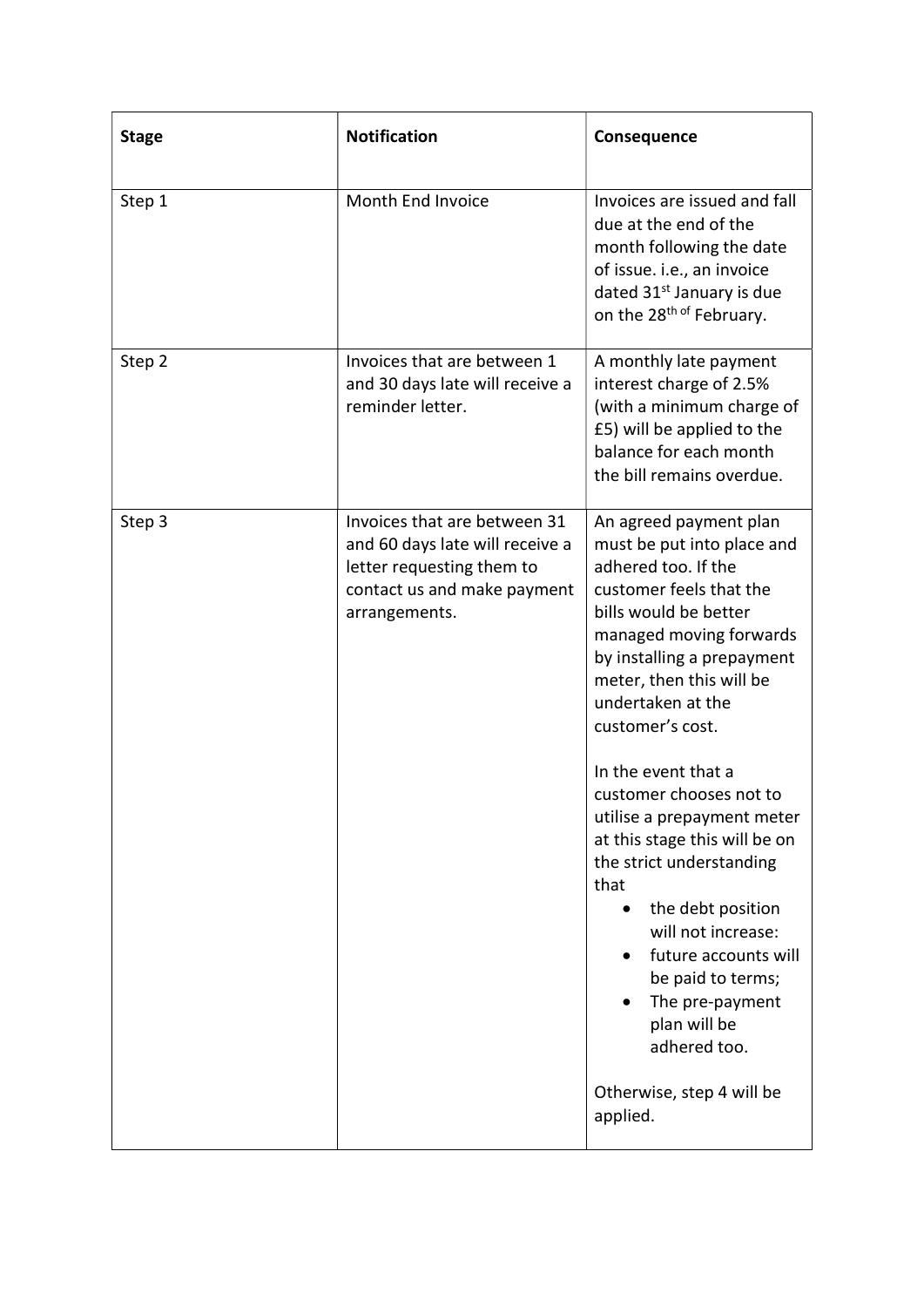| Stage | Notification | Consequence |
| --- | --- | --- |
| Step 1 | Month End Invoice | Invoices are issued and fall due at the end of the month following the date of issue. i.e., an invoice dated 31st January is due on the 28th of February. |
| Step 2 | Invoices that are between 1 and 30 days late will receive a reminder letter. | A monthly late payment interest charge of 2.5% (with a minimum charge of £5) will be applied to the balance for each month the bill remains overdue. |
| Step 3 | Invoices that are between 31 and 60 days late will receive a letter requesting them to contact us and make payment arrangements. | An agreed payment plan must be put into place and adhered too. If the customer feels that the bills would be better managed moving forwards by installing a prepayment meter, then this will be undertaken at the customer's cost.<br><br>In the event that a customer chooses not to utilise a prepayment meter at this stage this will be on the strict understanding that<br>• the debt position will not increase:<br>• future accounts will be paid to terms;<br>• The pre-payment plan will be adhered too.<br><br>Otherwise, step 4 will be applied. |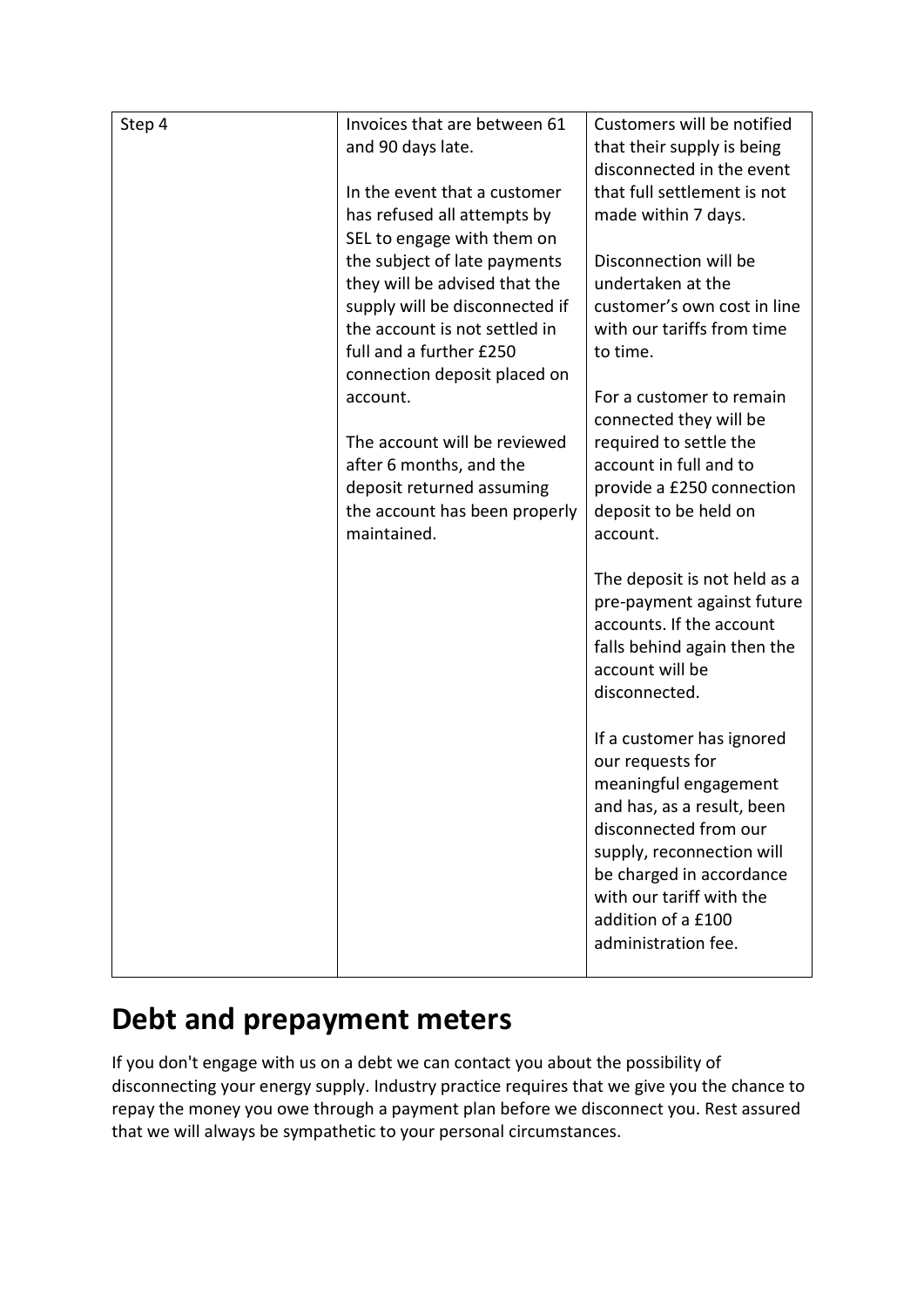| Step 4 | Invoices that are between 61 and 90 days late.<br><br>In the event that a customer has refused all attempts by SEL to engage with them on the subject of late payments they will be advised that the supply will be disconnected if the account is not settled in full and a further £250 connection deposit placed on account.<br><br>The account will be reviewed after 6 months, and the deposit returned assuming the account has been properly maintained. | Customers will be notified that their supply is being disconnected in the event that full settlement is not made within 7 days.<br><br>Disconnection will be undertaken at the customer's own cost in line with our tariffs from time to time.<br><br>For a customer to remain connected they will be required to settle the account in full and to provide a £250 connection deposit to be held on account.<br><br>The deposit is not held as a pre-payment against future accounts. If the account falls behind again then the account will be disconnected.<br><br>If a customer has ignored our requests for meaningful engagement and has, as a result, been disconnected from our supply, reconnection will be charged in accordance with our tariff with the addition of a £100 administration fee. |
|---|---|---|

# Debt and prepayment meters

If you don't engage with us on a debt we can contact you about the possibility of disconnecting your energy supply. Industry practice requires that we give you the chance to repay the money you owe through a payment plan before we disconnect you. Rest assured that we will always be sympathetic to your personal circumstances.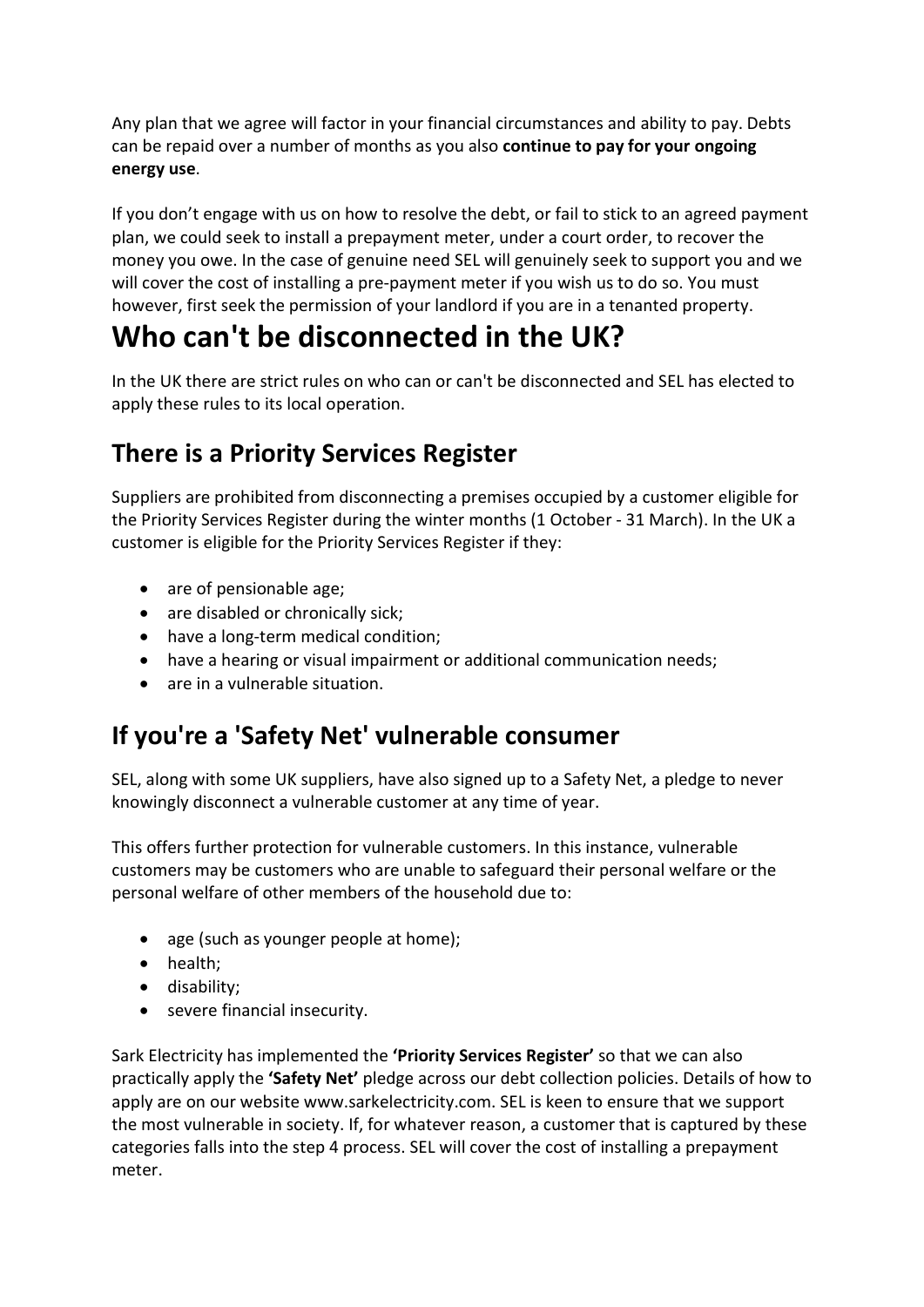Any plan that we agree will factor in your financial circumstances and ability to pay. Debts can be repaid over a number of months as you also **continue to pay for your ongoing energy use**.

If you don't engage with us on how to resolve the debt, or fail to stick to an agreed payment plan, we could seek to install a prepayment meter, under a court order, to recover the money you owe. In the case of genuine need SEL will genuinely seek to support you and we will cover the cost of installing a pre-payment meter if you wish us to do so. You must however, first seek the permission of your landlord if you are in a tenanted property.

# Who can't be disconnected in the UK?

In the UK there are strict rules on who can or can't be disconnected and SEL has elected to apply these rules to its local operation.

## There is a Priority Services Register

Suppliers are prohibited from disconnecting a premises occupied by a customer eligible for the Priority Services Register during the winter months (1 October - 31 March). In the UK a customer is eligible for the Priority Services Register if they:

- are of pensionable age;
- are disabled or chronically sick;
- have a long-term medical condition;
- have a hearing or visual impairment or additional communication needs;
- are in a vulnerable situation.

## If you're a 'Safety Net' vulnerable consumer

SEL, along with some UK suppliers, have also signed up to a Safety Net, a pledge to never knowingly disconnect a vulnerable customer at any time of year.

This offers further protection for vulnerable customers. In this instance, vulnerable customers may be customers who are unable to safeguard their personal welfare or the personal welfare of other members of the household due to:

- age (such as younger people at home);
- health;
- disability;
- severe financial insecurity.

Sark Electricity has implemented the **'Priority Services Register'** so that we can also practically apply the **'Safety Net'** pledge across our debt collection policies. Details of how to apply are on our website www.sarkelectricity.com. SEL is keen to ensure that we support the most vulnerable in society. If, for whatever reason, a customer that is captured by these categories falls into the step 4 process. SEL will cover the cost of installing a prepayment meter.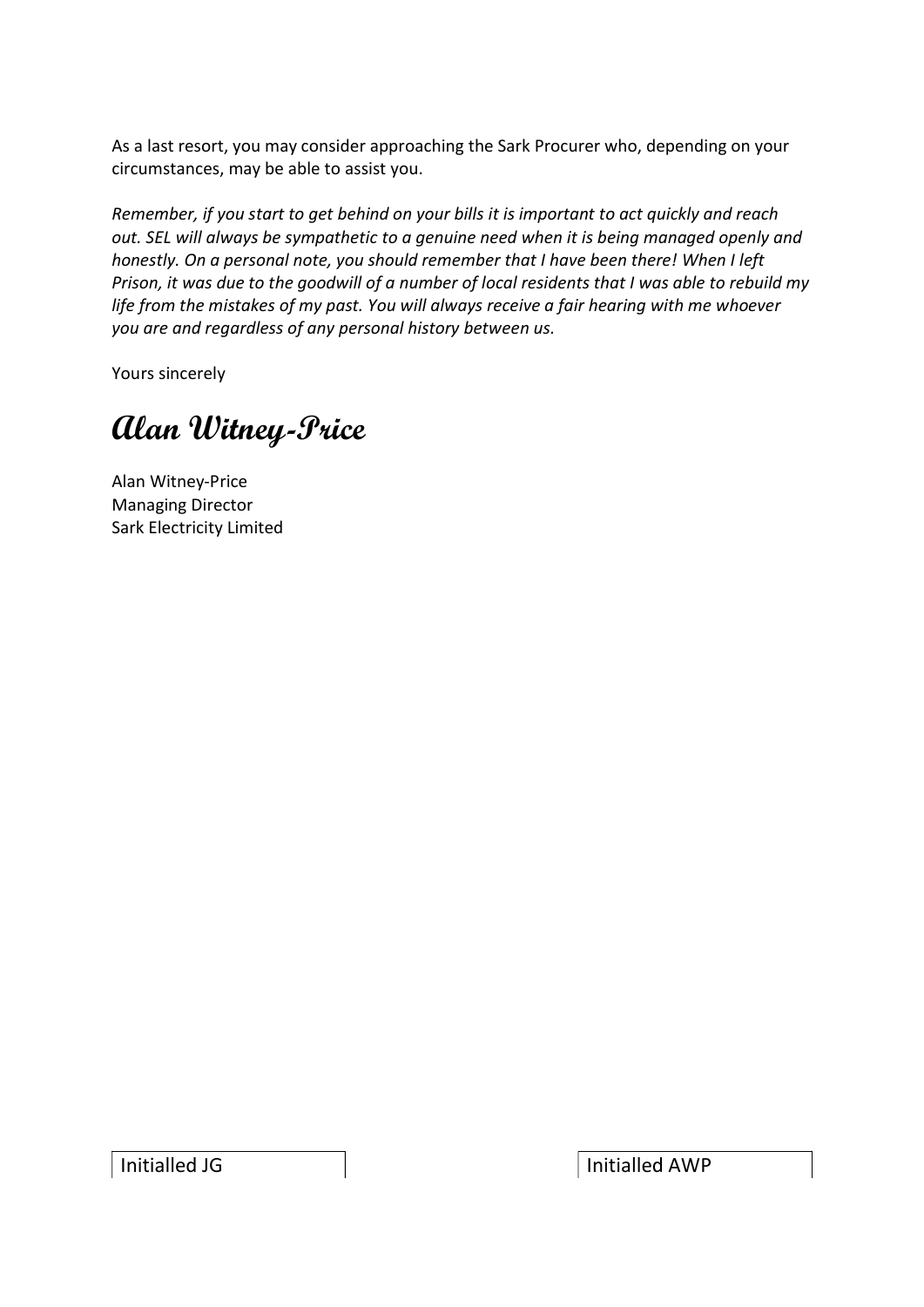As a last resort, you may consider approaching the Sark Procurer who, depending on your circumstances, may be able to assist you.

*Remember, if you start to get behind on your bills it is important to act quickly and reach out. SEL will always be sympathetic to a genuine need when it is being managed openly and honestly. On a personal note, you should remember that I have been there! When I left Prison, it was due to the goodwill of a number of local residents that I was able to rebuild my life from the mistakes of my past. You will always receive a fair hearing with me whoever you are and regardless of any personal history between us.*

Yours sincerely

**Alan Witney-Price**

Alan Witney-Price
Managing Director
Sark Electricity Limited

Initialled JG

Initialled AWP